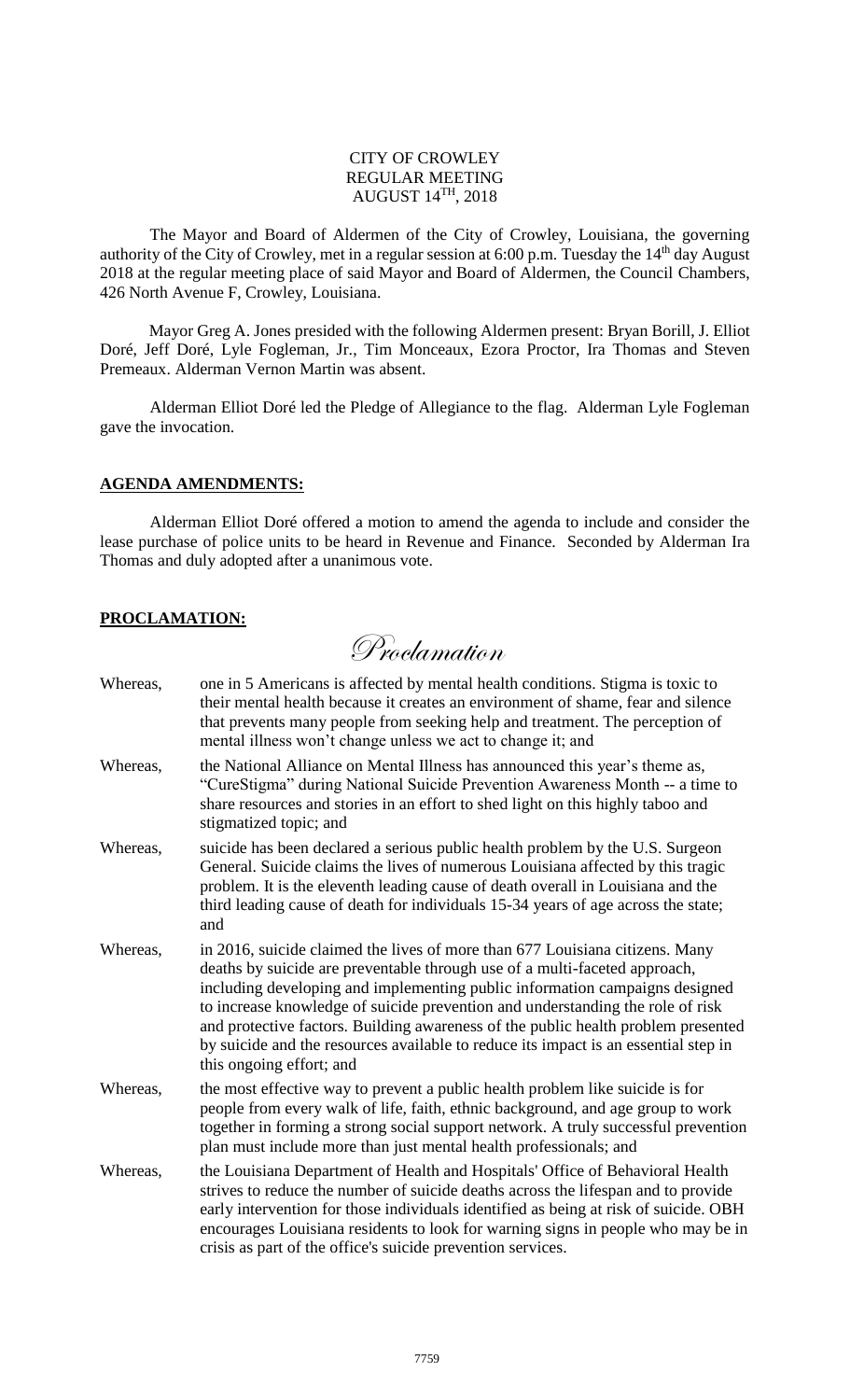# CITY OF CROWLEY
## REGULAR MEETING
## AUGUST 14TH, 2018

The Mayor and Board of Aldermen of the City of Crowley, Louisiana, the governing authority of the City of Crowley, met in a regular session at 6:00 p.m. Tuesday the 14th day August 2018 at the regular meeting place of said Mayor and Board of Aldermen, the Council Chambers, 426 North Avenue F, Crowley, Louisiana.

Mayor Greg A. Jones presided with the following Aldermen present: Bryan Borill, J. Elliot Doré, Jeff Doré, Lyle Fogleman, Jr., Tim Monceaux, Ezora Proctor, Ira Thomas and Steven Premeaux. Alderman Vernon Martin was absent.

Alderman Elliot Doré led the Pledge of Allegiance to the flag. Alderman Lyle Fogleman gave the invocation.

**AGENDA AMENDMENTS:**

Alderman Elliot Doré offered a motion to amend the agenda to include and consider the lease purchase of police units to be heard in Revenue and Finance. Seconded by Alderman Ira Thomas and duly adopted after a unanimous vote.

**PROCLAMATION:**

*Proclamation*

Whereas, one in 5 Americans is affected by mental health conditions. Stigma is toxic to their mental health because it creates an environment of shame, fear and silence that prevents many people from seeking help and treatment. The perception of mental illness won't change unless we act to change it; and

Whereas, the National Alliance on Mental Illness has announced this year's theme as, "CureStigma" during National Suicide Prevention Awareness Month -- a time to share resources and stories in an effort to shed light on this highly taboo and stigmatized topic; and

Whereas, suicide has been declared a serious public health problem by the U.S. Surgeon General. Suicide claims the lives of numerous Louisiana affected by this tragic problem. It is the eleventh leading cause of death overall in Louisiana and the third leading cause of death for individuals 15-34 years of age across the state; and

Whereas, in 2016, suicide claimed the lives of more than 677 Louisiana citizens. Many deaths by suicide are preventable through use of a multi-faceted approach, including developing and implementing public information campaigns designed to increase knowledge of suicide prevention and understanding the role of risk and protective factors. Building awareness of the public health problem presented by suicide and the resources available to reduce its impact is an essential step in this ongoing effort; and

Whereas, the most effective way to prevent a public health problem like suicide is for people from every walk of life, faith, ethnic background, and age group to work together in forming a strong social support network. A truly successful prevention plan must include more than just mental health professionals; and

Whereas, the Louisiana Department of Health and Hospitals' Office of Behavioral Health strives to reduce the number of suicide deaths across the lifespan and to provide early intervention for those individuals identified as being at risk of suicide. OBH encourages Louisiana residents to look for warning signs in people who may be in crisis as part of the office's suicide prevention services.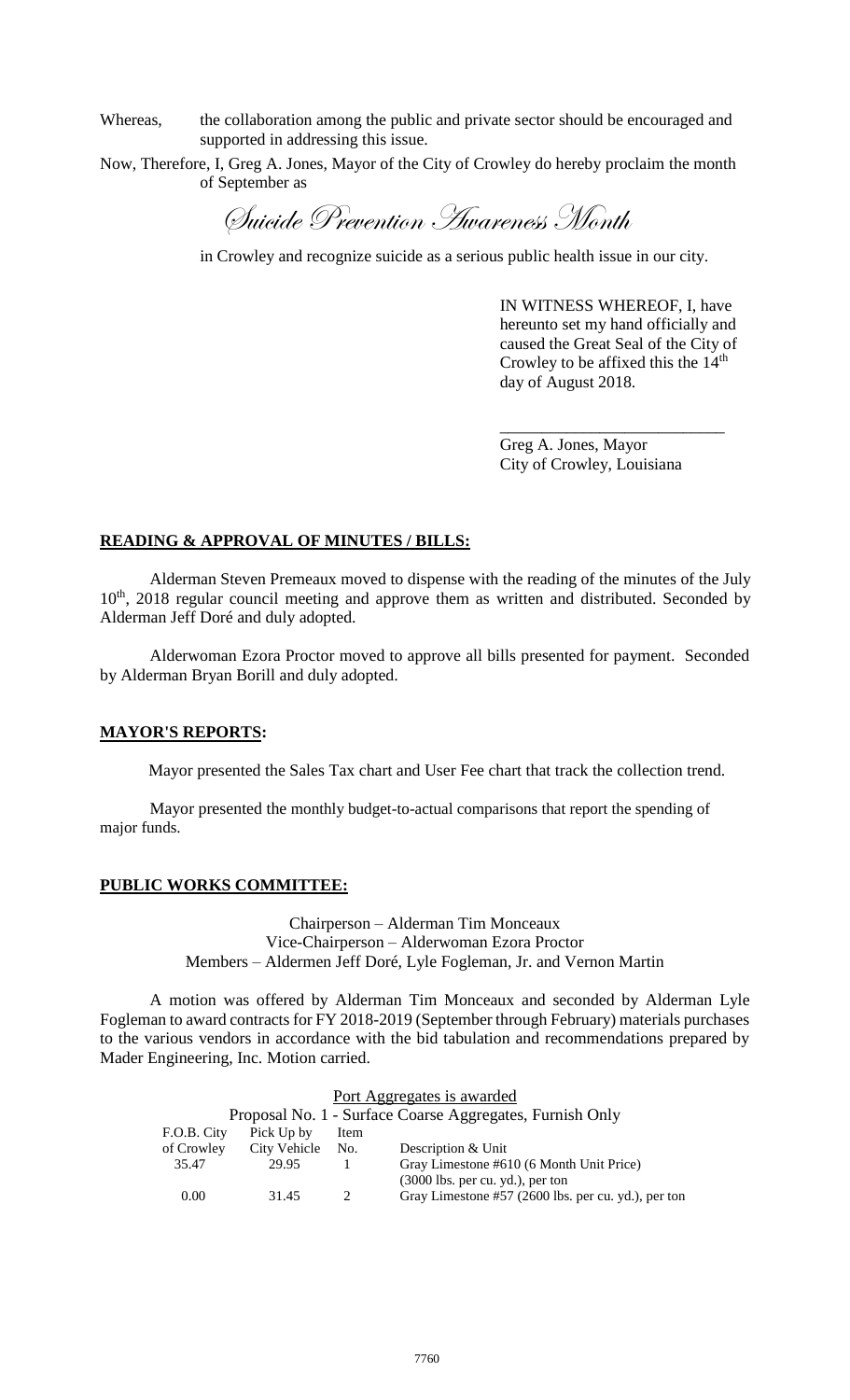Whereas, the collaboration among the public and private sector should be encouraged and supported in addressing this issue.

Now, Therefore, I, Greg A. Jones, Mayor of the City of Crowley do hereby proclaim the month of September as

*Suicide Prevention Awareness Month*

in Crowley and recognize suicide as a serious public health issue in our city.

IN WITNESS WHEREOF, I, have hereunto set my hand officially and caused the Great Seal of the City of Crowley to be affixed this the 14th day of August 2018.

\_\_\_\_\_\_\_\_\_\_\_\_\_\_\_\_\_\_\_\_\_\_\_\_\_\_\_

Greg A. Jones, Mayor
City of Crowley, Louisiana

## READING & APPROVAL OF MINUTES / BILLS:

Alderman Steven Premeaux moved to dispense with the reading of the minutes of the July 10th, 2018 regular council meeting and approve them as written and distributed. Seconded by Alderman Jeff Doré and duly adopted.

Alderwoman Ezora Proctor moved to approve all bills presented for payment. Seconded by Alderman Bryan Borill and duly adopted.

## MAYOR'S REPORTS:

Mayor presented the Sales Tax chart and User Fee chart that track the collection trend.

Mayor presented the monthly budget-to-actual comparisons that report the spending of major funds.

## PUBLIC WORKS COMMITTEE:

Chairperson – Alderman Tim Monceaux
Vice-Chairperson – Alderwoman Ezora Proctor
Members – Aldermen Jeff Doré, Lyle Fogleman, Jr. and Vernon Martin

A motion was offered by Alderman Tim Monceaux and seconded by Alderman Lyle Fogleman to award contracts for FY 2018-2019 (September through February) materials purchases to the various vendors in accordance with the bid tabulation and recommendations prepared by Mader Engineering, Inc. Motion carried.

Port Aggregates is awarded

Proposal No. 1 - Surface Coarse Aggregates, Furnish Only

| F.O.B. City of Crowley | Pick Up by City Vehicle | Item No. | Description & Unit |
|---|---|---|---|
| 35.47 | 29.95 | 1 | Gray Limestone #610 (6 Month Unit Price) (3000 lbs. per cu. yd.), per ton |
| 0.00 | 31.45 | 2 | Gray Limestone #57 (2600 lbs. per cu. yd.), per ton |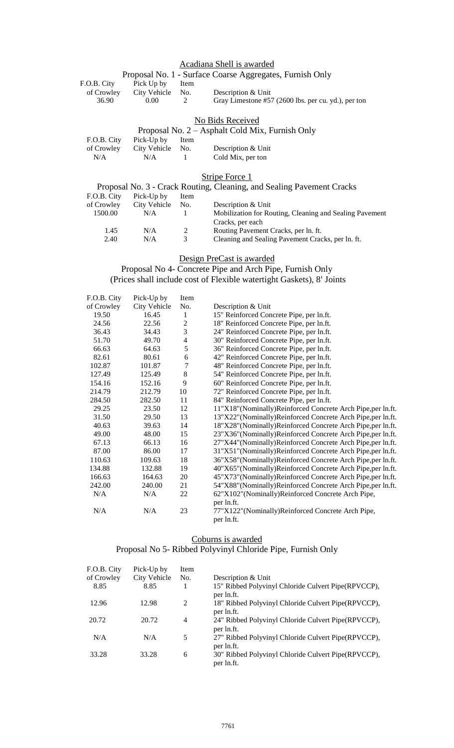Acadiana Shell is awarded

Proposal No. 1 - Surface Coarse Aggregates, Furnish Only

| F.O.B. City of Crowley | Pick Up by City Vehicle | Item No. | Description & Unit |
|---|---|---|---|
| 36.90 | 0.00 | 2 | Gray Limestone #57 (2600 lbs. per cu. yd.), per ton |

No Bids Received

Proposal No. 2 – Asphalt Cold Mix, Furnish Only

| F.O.B. City of Crowley | Pick-Up by City Vehicle | Item No. | Description & Unit |
|---|---|---|---|
| N/A | N/A | 1 | Cold Mix, per ton |

Stripe Force 1

Proposal No. 3 - Crack Routing, Cleaning, and Sealing Pavement Cracks

| F.O.B. City of Crowley | Pick-Up by City Vehicle | Item No. | Description & Unit |
|---|---|---|---|
| 1500.00 | N/A | 1 | Mobilization for Routing, Cleaning and Sealing Pavement Cracks, per each |
| 1.45 | N/A | 2 | Routing Pavement Cracks, per ln. ft. |
| 2.40 | N/A | 3 | Cleaning and Sealing Pavement Cracks, per ln. ft. |

Design PreCast is awarded

Proposal No 4- Concrete Pipe and Arch Pipe, Furnish Only
(Prices shall include cost of Flexible watertight Gaskets), 8' Joints

| F.O.B. City of Crowley | Pick-Up by City Vehicle | Item No. | Description & Unit |
|---|---|---|---|
| 19.50 | 16.45 | 1 | 15" Reinforced Concrete Pipe, per ln.ft. |
| 24.56 | 22.56 | 2 | 18" Reinforced Concrete Pipe, per ln.ft. |
| 36.43 | 34.43 | 3 | 24" Reinforced Concrete Pipe, per ln.ft. |
| 51.70 | 49.70 | 4 | 30" Reinforced Concrete Pipe, per ln.ft. |
| 66.63 | 64.63 | 5 | 36" Reinforced Concrete Pipe, per ln.ft. |
| 82.61 | 80.61 | 6 | 42" Reinforced Concrete Pipe, per ln.ft. |
| 102.87 | 101.87 | 7 | 48" Reinforced Concrete Pipe, per ln.ft. |
| 127.49 | 125.49 | 8 | 54" Reinforced Concrete Pipe, per ln.ft. |
| 154.16 | 152.16 | 9 | 60" Reinforced Concrete Pipe, per ln.ft. |
| 214.79 | 212.79 | 10 | 72" Reinforced Concrete Pipe, per ln.ft. |
| 284.50 | 282.50 | 11 | 84" Reinforced Concrete Pipe, per ln.ft. |
| 29.25 | 23.50 | 12 | 11"X18"(Nominally)Reinforced Concrete Arch Pipe,per ln.ft. |
| 31.50 | 29.50 | 13 | 13"X22"(Nominally)Reinforced Concrete Arch Pipe,per ln.ft. |
| 40.63 | 39.63 | 14 | 18"X28"(Nominally)Reinforced Concrete Arch Pipe,per ln.ft. |
| 49.00 | 48.00 | 15 | 23"X36"(Nominally)Reinforced Concrete Arch Pipe,per ln.ft. |
| 67.13 | 66.13 | 16 | 27"X44"(Nominally)Reinforced Concrete Arch Pipe,per ln.ft. |
| 87.00 | 86.00 | 17 | 31"X51"(Nominally)Reinforced Concrete Arch Pipe,per ln.ft. |
| 110.63 | 109.63 | 18 | 36"X58"(Nominally)Reinforced Concrete Arch Pipe,per ln.ft. |
| 134.88 | 132.88 | 19 | 40"X65"(Nominally)Reinforced Concrete Arch Pipe,per ln.ft. |
| 166.63 | 164.63 | 20 | 45"X73"(Nominally)Reinforced Concrete Arch Pipe,per ln.ft. |
| 242.00 | 240.00 | 21 | 54"X88"(Nominally)Reinforced Concrete Arch Pipe,per ln.ft. |
| N/A | N/A | 22 | 62"X102"(Nominally)Reinforced Concrete Arch Pipe, per ln.ft. |
| N/A | N/A | 23 | 77"X122"(Nominally)Reinforced Concrete Arch Pipe, per ln.ft. |

Coburns is awarded

Proposal No 5- Ribbed Polyvinyl Chloride Pipe, Furnish Only

| F.O.B. City of Crowley | Pick-Up by City Vehicle | Item No. | Description & Unit |
|---|---|---|---|
| 8.85 | 8.85 | 1 | 15" Ribbed Polyvinyl Chloride Culvert Pipe(RPVCCP), per ln.ft. |
| 12.96 | 12.98 | 2 | 18" Ribbed Polyvinyl Chloride Culvert Pipe(RPVCCP), per ln.ft. |
| 20.72 | 20.72 | 4 | 24" Ribbed Polyvinyl Chloride Culvert Pipe(RPVCCP), per ln.ft. |
| N/A | N/A | 5 | 27" Ribbed Polyvinyl Chloride Culvert Pipe(RPVCCP), per ln.ft. |
| 33.28 | 33.28 | 6 | 30" Ribbed Polyvinyl Chloride Culvert Pipe(RPVCCP), per ln.ft. |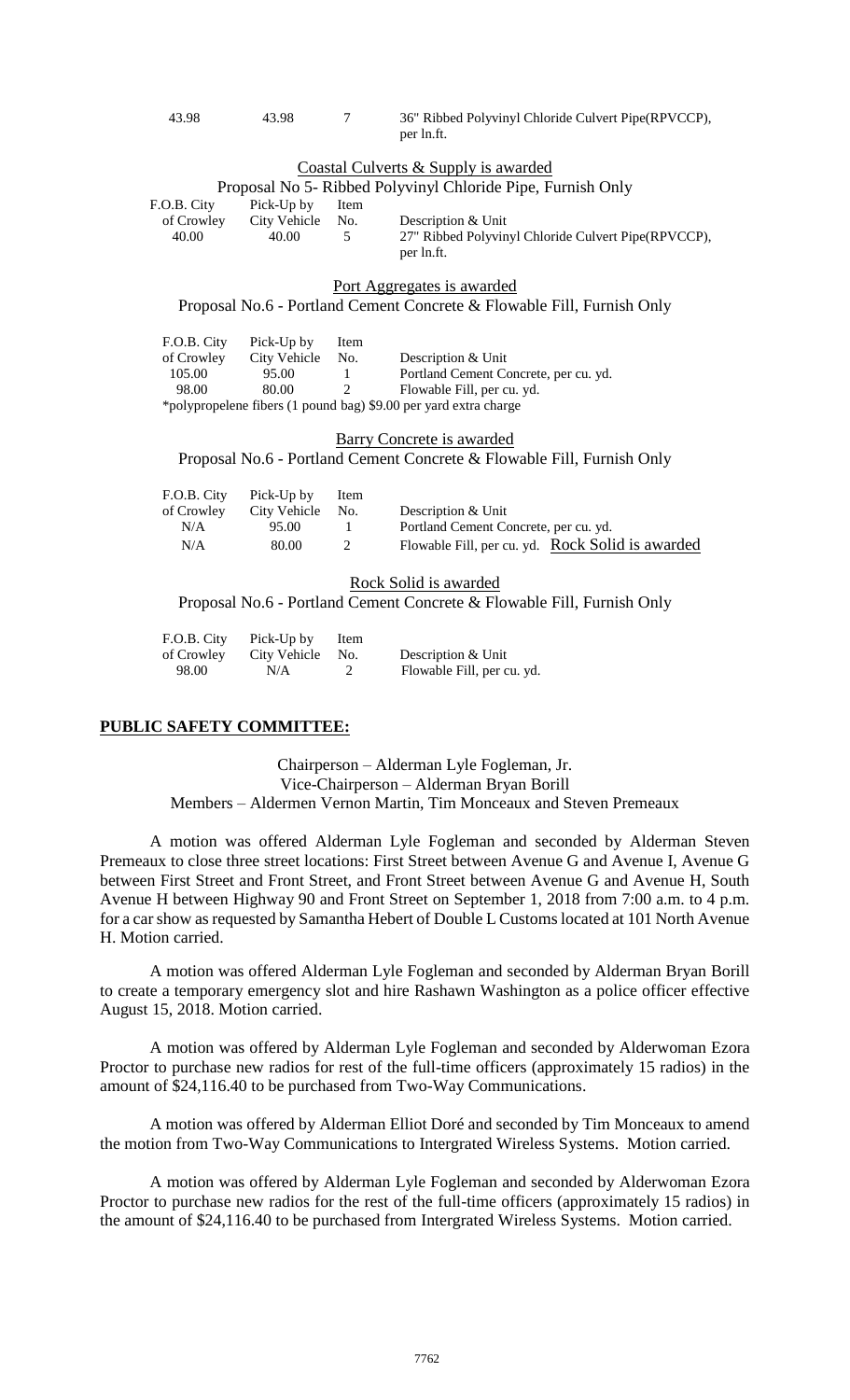| 43.98 | 43.98 | 7 | 36" Ribbed Polyvinyl Chloride Culvert Pipe(RPVCCP), per ln.ft. |
|---|---|---|---|

Coastal Culverts & Supply is awarded

Proposal No 5- Ribbed Polyvinyl Chloride Pipe, Furnish Only

| F.O.B. City of Crowley | Pick-Up by City Vehicle | Item No. | Description & Unit |
|---|---|---|---|
| 40.00 | 40.00 | 5 | 27" Ribbed Polyvinyl Chloride Culvert Pipe(RPVCCP), per ln.ft. |

Port Aggregates is awarded

Proposal No.6 - Portland Cement Concrete & Flowable Fill, Furnish Only

| F.O.B. City of Crowley | Pick-Up by City Vehicle | Item No. | Description & Unit |
|---|---|---|---|
| 105.00 | 95.00 | 1 | Portland Cement Concrete, per cu. yd. |
| 98.00 | 80.00 | 2 | Flowable Fill, per cu. yd. |

*polypropelene fibers (1 pound bag) $9.00 per yard extra charge

Barry Concrete is awarded

Proposal No.6 - Portland Cement Concrete & Flowable Fill, Furnish Only

| F.O.B. City of Crowley | Pick-Up by City Vehicle | Item No. | Description & Unit |
|---|---|---|---|
| N/A | 95.00 | 1 | Portland Cement Concrete, per cu. yd. |
| N/A | 80.00 | 2 | Flowable Fill, per cu. yd. Rock Solid is awarded |

Rock Solid is awarded

Proposal No.6 - Portland Cement Concrete & Flowable Fill, Furnish Only

| F.O.B. City of Crowley | Pick-Up by City Vehicle | Item No. | Description & Unit |
|---|---|---|---|
| 98.00 | N/A | 2 | Flowable Fill, per cu. yd. |

**PUBLIC SAFETY COMMITTEE:**

Chairperson – Alderman Lyle Fogleman, Jr.
Vice-Chairperson – Alderman Bryan Borill
Members – Aldermen Vernon Martin, Tim Monceaux and Steven Premeaux

A motion was offered Alderman Lyle Fogleman and seconded by Alderman Steven Premeaux to close three street locations: First Street between Avenue G and Avenue I, Avenue G between First Street and Front Street, and Front Street between Avenue G and Avenue H, South Avenue H between Highway 90 and Front Street on September 1, 2018 from 7:00 a.m. to 4 p.m. for a car show as requested by Samantha Hebert of Double L Customs located at 101 North Avenue H. Motion carried.

A motion was offered Alderman Lyle Fogleman and seconded by Alderman Bryan Borill to create a temporary emergency slot and hire Rashawn Washington as a police officer effective August 15, 2018. Motion carried.

A motion was offered by Alderman Lyle Fogleman and seconded by Alderwoman Ezora Proctor to purchase new radios for rest of the full-time officers (approximately 15 radios) in the amount of $24,116.40 to be purchased from Two-Way Communications.

A motion was offered by Alderman Elliot Doré and seconded by Tim Monceaux to amend the motion from Two-Way Communications to Intergrated Wireless Systems. Motion carried.

A motion was offered by Alderman Lyle Fogleman and seconded by Alderwoman Ezora Proctor to purchase new radios for the rest of the full-time officers (approximately 15 radios) in the amount of $24,116.40 to be purchased from Intergrated Wireless Systems. Motion carried.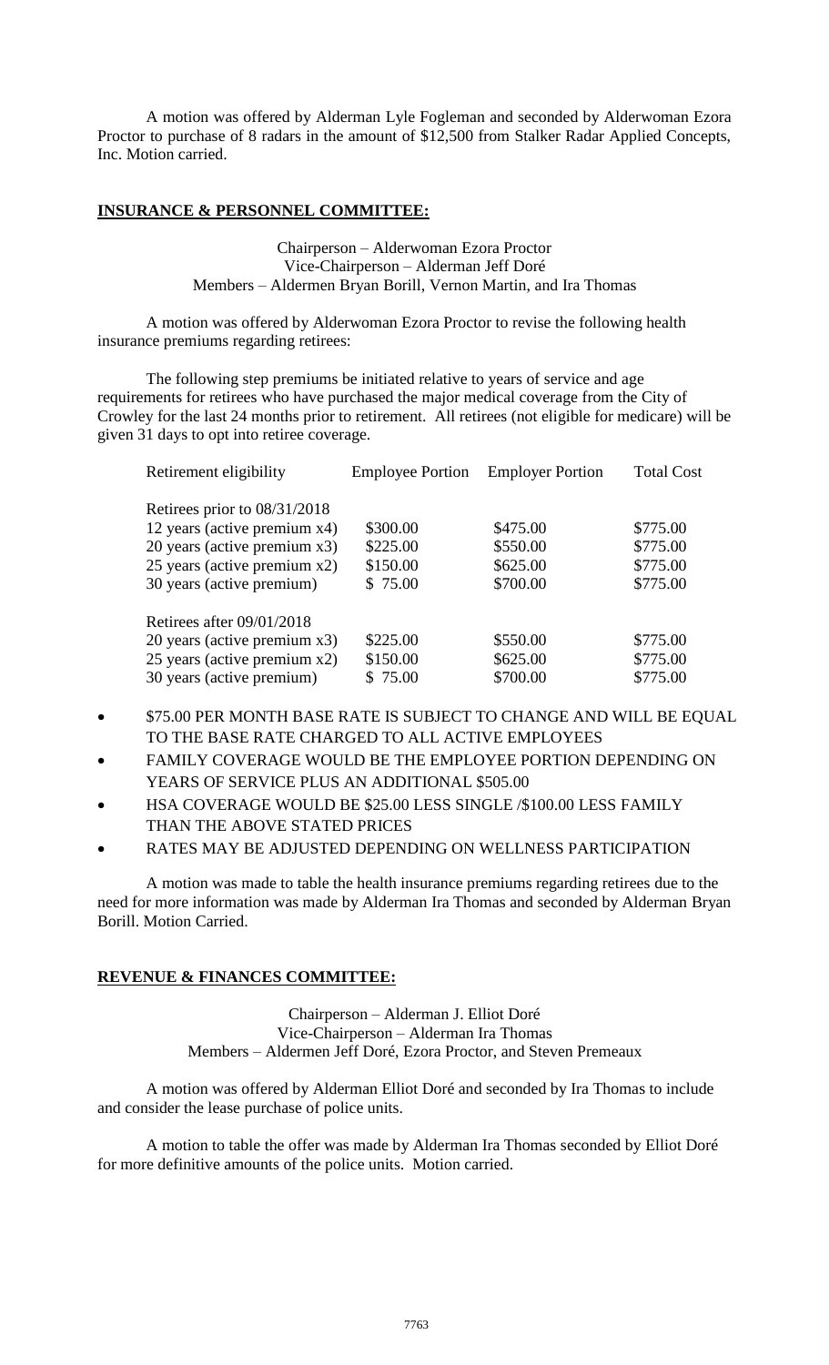A motion was offered by Alderman Lyle Fogleman and seconded by Alderwoman Ezora Proctor to purchase of 8 radars in the amount of $12,500 from Stalker Radar Applied Concepts, Inc. Motion carried.

## INSURANCE & PERSONNEL COMMITTEE:

Chairperson – Alderwoman Ezora Proctor
Vice-Chairperson – Alderman Jeff Doré
Members – Aldermen Bryan Borill, Vernon Martin, and Ira Thomas

A motion was offered by Alderwoman Ezora Proctor to revise the following health insurance premiums regarding retirees:

The following step premiums be initiated relative to years of service and age requirements for retirees who have purchased the major medical coverage from the City of Crowley for the last 24 months prior to retirement. All retirees (not eligible for medicare) will be given 31 days to opt into retiree coverage.

| Retirement eligibility | Employee Portion | Employer Portion | Total Cost |
|---|---|---|---|
| Retirees prior to 08/31/2018 | | | |
| 12 years (active premium x4) | $300.00 | $475.00 | $775.00 |
| 20 years (active premium x3) | $225.00 | $550.00 | $775.00 |
| 25 years (active premium x2) | $150.00 | $625.00 | $775.00 |
| 30 years (active premium) | $ 75.00 | $700.00 | $775.00 |
| Retirees after 09/01/2018 | | | |
| 20 years (active premium x3) | $225.00 | $550.00 | $775.00 |
| 25 years (active premium x2) | $150.00 | $625.00 | $775.00 |
| 30 years (active premium) | $ 75.00 | $700.00 | $775.00 |

- $75.00 PER MONTH BASE RATE IS SUBJECT TO CHANGE AND WILL BE EQUAL TO THE BASE RATE CHARGED TO ALL ACTIVE EMPLOYEES
- FAMILY COVERAGE WOULD BE THE EMPLOYEE PORTION DEPENDING ON YEARS OF SERVICE PLUS AN ADDITIONAL $505.00
- HSA COVERAGE WOULD BE $25.00 LESS SINGLE /$100.00 LESS FAMILY THAN THE ABOVE STATED PRICES
- RATES MAY BE ADJUSTED DEPENDING ON WELLNESS PARTICIPATION

A motion was made to table the health insurance premiums regarding retirees due to the need for more information was made by Alderman Ira Thomas and seconded by Alderman Bryan Borill. Motion Carried.

## REVENUE & FINANCES COMMITTEE:

Chairperson – Alderman J. Elliot Doré
Vice-Chairperson – Alderman Ira Thomas
Members – Aldermen Jeff Doré, Ezora Proctor, and Steven Premeaux

A motion was offered by Alderman Elliot Doré and seconded by Ira Thomas to include and consider the lease purchase of police units.

A motion to table the offer was made by Alderman Ira Thomas seconded by Elliot Doré for more definitive amounts of the police units. Motion carried.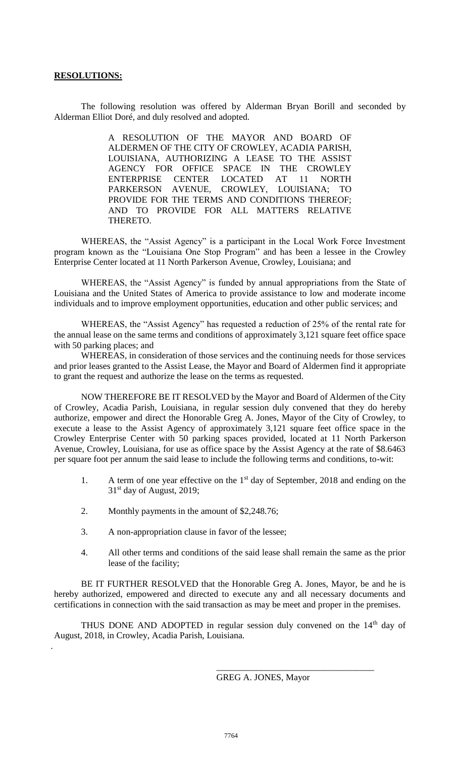**RESOLUTIONS:**

The following resolution was offered by Alderman Bryan Borill and seconded by Alderman Elliot Doré, and duly resolved and adopted.

> A RESOLUTION OF THE MAYOR AND BOARD OF ALDERMEN OF THE CITY OF CROWLEY, ACADIA PARISH, LOUISIANA, AUTHORIZING A LEASE TO THE ASSIST AGENCY FOR OFFICE SPACE IN THE CROWLEY ENTERPRISE CENTER LOCATED AT 11 NORTH PARKERSON AVENUE, CROWLEY, LOUISIANA; TO PROVIDE FOR THE TERMS AND CONDITIONS THEREOF; AND TO PROVIDE FOR ALL MATTERS RELATIVE THERETO.

WHEREAS, the "Assist Agency" is a participant in the Local Work Force Investment program known as the "Louisiana One Stop Program" and has been a lessee in the Crowley Enterprise Center located at 11 North Parkerson Avenue, Crowley, Louisiana; and

WHEREAS, the "Assist Agency" is funded by annual appropriations from the State of Louisiana and the United States of America to provide assistance to low and moderate income individuals and to improve employment opportunities, education and other public services; and

WHEREAS, the "Assist Agency" has requested a reduction of 25% of the rental rate for the annual lease on the same terms and conditions of approximately 3,121 square feet office space with 50 parking places; and

WHEREAS, in consideration of those services and the continuing needs for those services and prior leases granted to the Assist Lease, the Mayor and Board of Aldermen find it appropriate to grant the request and authorize the lease on the terms as requested.

NOW THEREFORE BE IT RESOLVED by the Mayor and Board of Aldermen of the City of Crowley, Acadia Parish, Louisiana, in regular session duly convened that they do hereby authorize, empower and direct the Honorable Greg A. Jones, Mayor of the City of Crowley, to execute a lease to the Assist Agency of approximately 3,121 square feet office space in the Crowley Enterprise Center with 50 parking spaces provided, located at 11 North Parkerson Avenue, Crowley, Louisiana, for use as office space by the Assist Agency at the rate of $8.6463 per square foot per annum the said lease to include the following terms and conditions, to-wit:

1. A term of one year effective on the 1st day of September, 2018 and ending on the 31st day of August, 2019;
2. Monthly payments in the amount of $2,248.76;
3. A non-appropriation clause in favor of the lessee;
4. All other terms and conditions of the said lease shall remain the same as the prior lease of the facility;

BE IT FURTHER RESOLVED that the Honorable Greg A. Jones, Mayor, be and he is hereby authorized, empowered and directed to execute any and all necessary documents and certifications in connection with the said transaction as may be meet and proper in the premises.

THUS DONE AND ADOPTED in regular session duly convened on the 14th day of August, 2018, in Crowley, Acadia Parish, Louisiana.

\_\_\_\_\_\_\_\_\_\_\_\_\_\_\_\_\_\_\_\_\_\_\_\_\_\_\_\_\_\_\_\_\_\_

GREG A. JONES, Mayor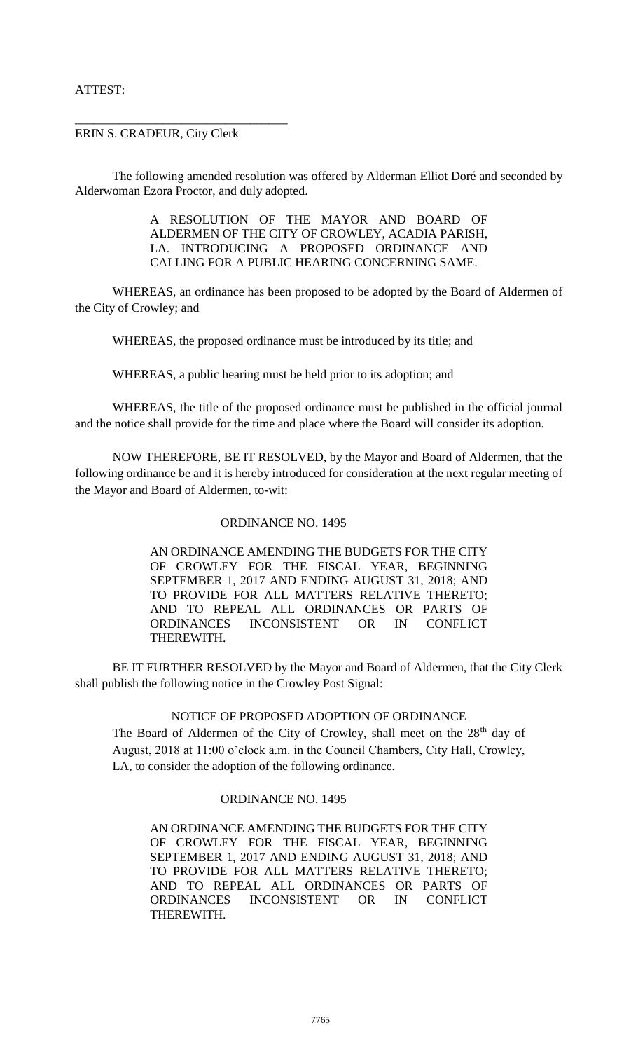ATTEST:

\_\_\_\_\_\_\_\_\_\_\_\_\_\_\_\_\_\_\_\_\_\_\_\_\_\_\_\_\_\_\_\_\_\_

ERIN S. CRADEUR, City Clerk

The following amended resolution was offered by Alderman Elliot Doré and seconded by Alderwoman Ezora Proctor, and duly adopted.

> A RESOLUTION OF THE MAYOR AND BOARD OF ALDERMEN OF THE CITY OF CROWLEY, ACADIA PARISH, LA. INTRODUCING A PROPOSED ORDINANCE AND CALLING FOR A PUBLIC HEARING CONCERNING SAME.

WHEREAS, an ordinance has been proposed to be adopted by the Board of Aldermen of the City of Crowley; and

WHEREAS, the proposed ordinance must be introduced by its title; and

WHEREAS, a public hearing must be held prior to its adoption; and

WHEREAS, the title of the proposed ordinance must be published in the official journal and the notice shall provide for the time and place where the Board will consider its adoption.

NOW THEREFORE, BE IT RESOLVED, by the Mayor and Board of Aldermen, that the following ordinance be and it is hereby introduced for consideration at the next regular meeting of the Mayor and Board of Aldermen, to-wit:

ORDINANCE NO. 1495

> AN ORDINANCE AMENDING THE BUDGETS FOR THE CITY OF CROWLEY FOR THE FISCAL YEAR, BEGINNING SEPTEMBER 1, 2017 AND ENDING AUGUST 31, 2018; AND TO PROVIDE FOR ALL MATTERS RELATIVE THERETO; AND TO REPEAL ALL ORDINANCES OR PARTS OF ORDINANCES INCONSISTENT OR IN CONFLICT THEREWITH.

BE IT FURTHER RESOLVED by the Mayor and Board of Aldermen, that the City Clerk shall publish the following notice in the Crowley Post Signal:

NOTICE OF PROPOSED ADOPTION OF ORDINANCE

The Board of Aldermen of the City of Crowley, shall meet on the 28th day of August, 2018 at 11:00 o'clock a.m. in the Council Chambers, City Hall, Crowley, LA, to consider the adoption of the following ordinance.

ORDINANCE NO. 1495

> AN ORDINANCE AMENDING THE BUDGETS FOR THE CITY OF CROWLEY FOR THE FISCAL YEAR, BEGINNING SEPTEMBER 1, 2017 AND ENDING AUGUST 31, 2018; AND TO PROVIDE FOR ALL MATTERS RELATIVE THERETO; AND TO REPEAL ALL ORDINANCES OR PARTS OF ORDINANCES INCONSISTENT OR IN CONFLICT THEREWITH.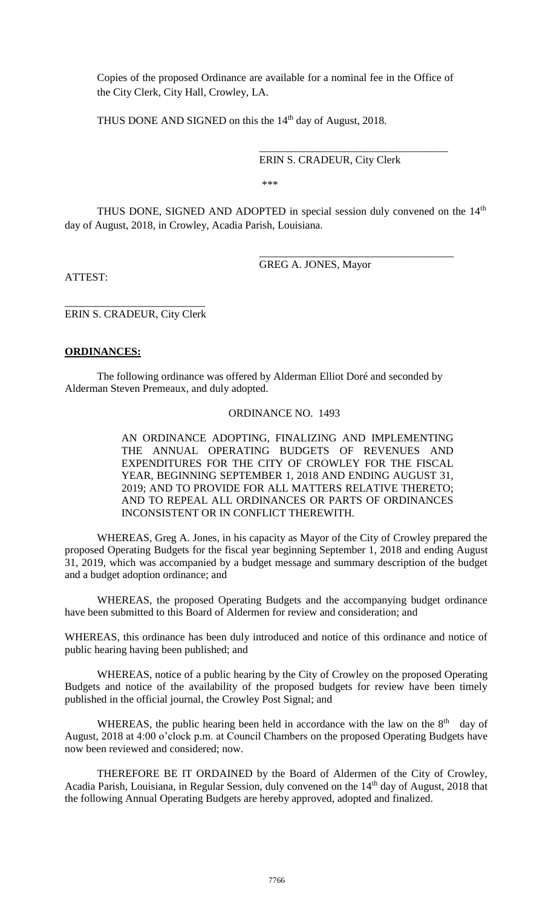Copies of the proposed Ordinance are available for a nominal fee in the Office of the City Clerk, City Hall, Crowley, LA.

THUS DONE AND SIGNED on this the 14th day of August, 2018.

\_\_\_\_\_\_\_\_\_\_\_\_\_\_\_\_\_\_\_\_\_\_\_\_\_\_\_\_\_\_\_\_\_\_\_

ERIN S. CRADEUR, City Clerk

\*\*\*

THUS DONE, SIGNED AND ADOPTED in special session duly convened on the 14th day of August, 2018, in Crowley, Acadia Parish, Louisiana.

\_\_\_\_\_\_\_\_\_\_\_\_\_\_\_\_\_\_\_\_\_\_\_\_\_\_\_\_\_\_\_\_\_\_\_

GREG A. JONES, Mayor

ATTEST:

\_\_\_\_\_\_\_\_\_\_\_\_\_\_\_\_\_\_\_\_\_\_\_\_\_\_

ERIN S. CRADEUR, City Clerk

**ORDINANCES:**

The following ordinance was offered by Alderman Elliot Doré and seconded by Alderman Steven Premeaux, and duly adopted.

ORDINANCE NO. 1493

AN ORDINANCE ADOPTING, FINALIZING AND IMPLEMENTING THE ANNUAL OPERATING BUDGETS OF REVENUES AND EXPENDITURES FOR THE CITY OF CROWLEY FOR THE FISCAL YEAR, BEGINNING SEPTEMBER 1, 2018 AND ENDING AUGUST 31, 2019; AND TO PROVIDE FOR ALL MATTERS RELATIVE THERETO; AND TO REPEAL ALL ORDINANCES OR PARTS OF ORDINANCES INCONSISTENT OR IN CONFLICT THEREWITH.

WHEREAS, Greg A. Jones, in his capacity as Mayor of the City of Crowley prepared the proposed Operating Budgets for the fiscal year beginning September 1, 2018 and ending August 31, 2019, which was accompanied by a budget message and summary description of the budget and a budget adoption ordinance; and

WHEREAS, the proposed Operating Budgets and the accompanying budget ordinance have been submitted to this Board of Aldermen for review and consideration; and

WHEREAS, this ordinance has been duly introduced and notice of this ordinance and notice of public hearing having been published; and

WHEREAS, notice of a public hearing by the City of Crowley on the proposed Operating Budgets and notice of the availability of the proposed budgets for review have been timely published in the official journal, the Crowley Post Signal; and

WHEREAS, the public hearing been held in accordance with the law on the 8th day of August, 2018 at 4:00 o'clock p.m. at Council Chambers on the proposed Operating Budgets have now been reviewed and considered; now.

THEREFORE BE IT ORDAINED by the Board of Aldermen of the City of Crowley, Acadia Parish, Louisiana, in Regular Session, duly convened on the 14th day of August, 2018 that the following Annual Operating Budgets are hereby approved, adopted and finalized.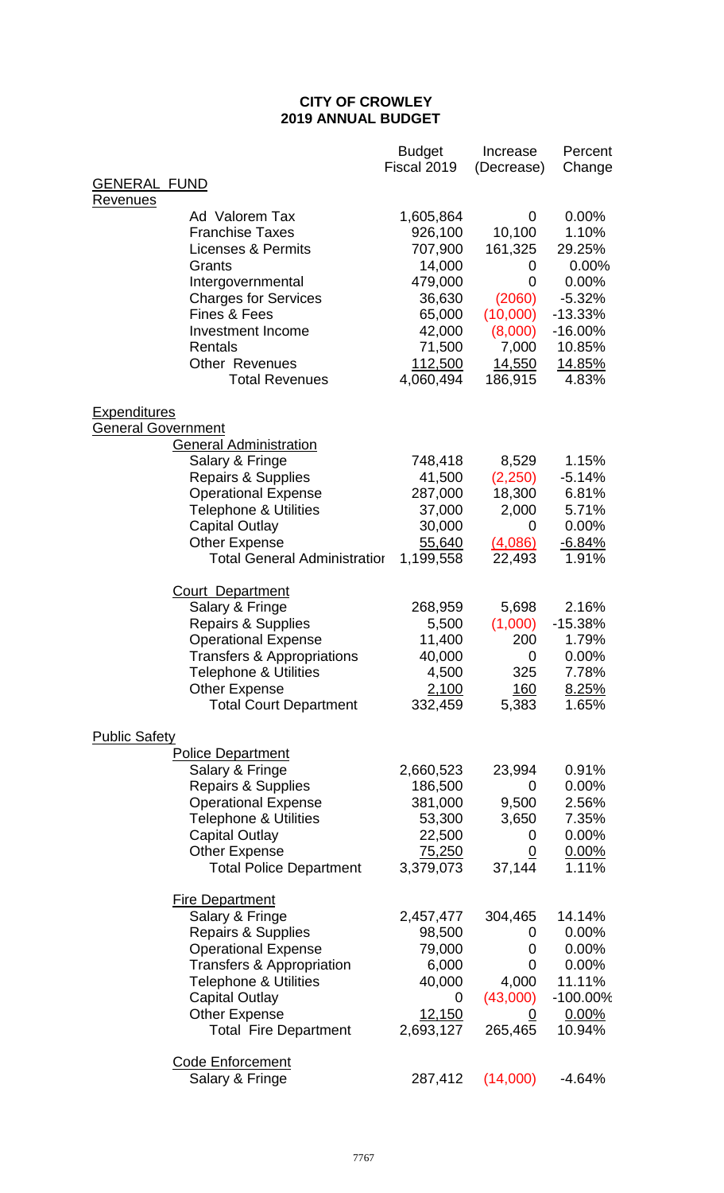# CITY OF CROWLEY
## 2019 ANNUAL BUDGET

| | Budget Fiscal 2019 | Increase (Decrease) | Percent Change |
|---|---|---|---|
| **GENERAL FUND** | | | |
| **Revenues** | | | |
| Ad Valorem Tax | 1,605,864 | 0 | 0.00% |
| Franchise Taxes | 926,100 | 10,100 | 1.10% |
| Licenses & Permits | 707,900 | 161,325 | 29.25% |
| Grants | 14,000 | 0 | 0.00% |
| Intergovernmental | 479,000 | 0 | 0.00% |
| Charges for Services | 36,630 | (2060) | -5.32% |
| Fines & Fees | 65,000 | (10,000) | -13.33% |
| Investment Income | 42,000 | (8,000) | -16.00% |
| Rentals | 71,500 | 7,000 | 10.85% |
| Other Revenues | 112,500 | 14,550 | 14.85% |
| Total Revenues | 4,060,494 | 186,915 | 4.83% |
| | | | |
| **Expenditures** | | | |
| **General Government** | | | |
| General Administration | | | |
| Salary & Fringe | 748,418 | 8,529 | 1.15% |
| Repairs & Supplies | 41,500 | (2,250) | -5.14% |
| Operational Expense | 287,000 | 18,300 | 6.81% |
| Telephone & Utilities | 37,000 | 2,000 | 5.71% |
| Capital Outlay | 30,000 | 0 | 0.00% |
| Other Expense | 55,640 | (4,086) | -6.84% |
| Total General Administration | 1,199,558 | 22,493 | 1.91% |
| | | | |
| Court Department | | | |
| Salary & Fringe | 268,959 | 5,698 | 2.16% |
| Repairs & Supplies | 5,500 | (1,000) | -15.38% |
| Operational Expense | 11,400 | 200 | 1.79% |
| Transfers & Appropriations | 40,000 | 0 | 0.00% |
| Telephone & Utilities | 4,500 | 325 | 7.78% |
| Other Expense | 2,100 | 160 | 8.25% |
| Total Court Department | 332,459 | 5,383 | 1.65% |
| | | | |
| **Public Safety** | | | |
| Police Department | | | |
| Salary & Fringe | 2,660,523 | 23,994 | 0.91% |
| Repairs & Supplies | 186,500 | 0 | 0.00% |
| Operational Expense | 381,000 | 9,500 | 2.56% |
| Telephone & Utilities | 53,300 | 3,650 | 7.35% |
| Capital Outlay | 22,500 | 0 | 0.00% |
| Other Expense | 75,250 | 0 | 0.00% |
| Total Police Department | 3,379,073 | 37,144 | 1.11% |
| | | | |
| Fire Department | | | |
| Salary & Fringe | 2,457,477 | 304,465 | 14.14% |
| Repairs & Supplies | 98,500 | 0 | 0.00% |
| Operational Expense | 79,000 | 0 | 0.00% |
| Transfers & Appropriation | 6,000 | 0 | 0.00% |
| Telephone & Utilities | 40,000 | 4,000 | 11.11% |
| Capital Outlay | 0 | (43,000) | -100.00% |
| Other Expense | 12,150 | 0 | 0.00% |
| Total Fire Department | 2,693,127 | 265,465 | 10.94% |
| | | | |
| Code Enforcement | | | |
| Salary & Fringe | 287,412 | (14,000) | -4.64% |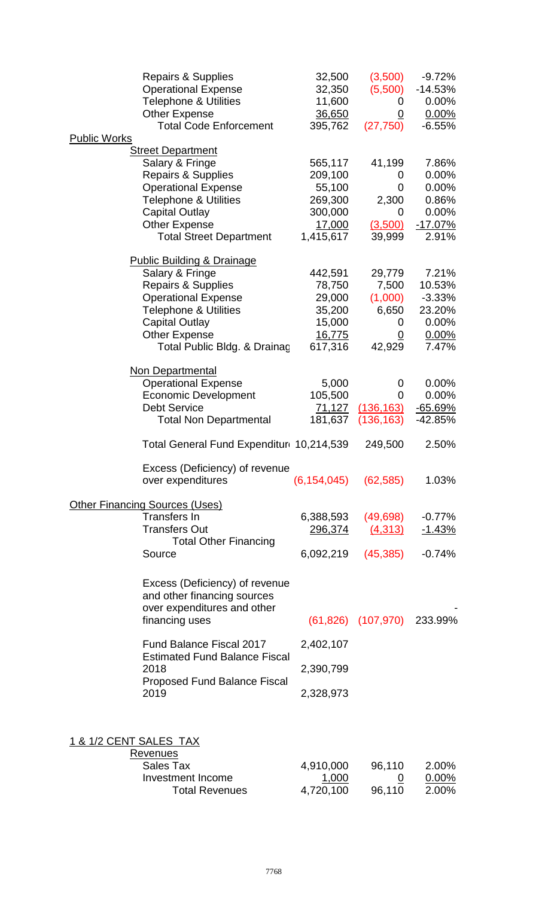| | | | |
|---|---|---|---|
| Repairs & Supplies | 32,500 | (3,500) | -9.72% |
| Operational Expense | 32,350 | (5,500) | -14.53% |
| Telephone & Utilities | 11,600 | 0 | 0.00% |
| Other Expense | 36,650 | 0 | 0.00% |
| Total Code Enforcement | 395,762 | (27,750) | -6.55% |
| **Public Works** | | | |
| **Street Department** | | | |
| Salary & Fringe | 565,117 | 41,199 | 7.86% |
| Repairs & Supplies | 209,100 | 0 | 0.00% |
| Operational Expense | 55,100 | 0 | 0.00% |
| Telephone & Utilities | 269,300 | 2,300 | 0.86% |
| Capital Outlay | 300,000 | 0 | 0.00% |
| Other Expense | 17,000 | (3,500) | -17.07% |
| Total Street Department | 1,415,617 | 39,999 | 2.91% |
| **Public Building & Drainage** | | | |
| Salary & Fringe | 442,591 | 29,779 | 7.21% |
| Repairs & Supplies | 78,750 | 7,500 | 10.53% |
| Operational Expense | 29,000 | (1,000) | -3.33% |
| Telephone & Utilities | 35,200 | 6,650 | 23.20% |
| Capital Outlay | 15,000 | 0 | 0.00% |
| Other Expense | 16,775 | 0 | 0.00% |
| Total Public Bldg. & Drainag | 617,316 | 42,929 | 7.47% |
| **Non Departmental** | | | |
| Operational Expense | 5,000 | 0 | 0.00% |
| Economic Development | 105,500 | 0 | 0.00% |
| Debt Service | 71,127 | (136,163) | -65.69% |
| Total Non Departmental | 181,637 | (136,163) | -42.85% |
| Total General Fund Expenditur | 10,214,539 | 249,500 | 2.50% |
| Excess (Deficiency) of revenue over expenditures | (6,154,045) | (62,585) | 1.03% |
| **Other Financing Sources (Uses)** | | | |
| Transfers In | 6,388,593 | (49,698) | -0.77% |
| Transfers Out | 296,374 | (4,313) | -1.43% |
| Total Other Financing Source | 6,092,219 | (45,385) | -0.74% |
| Excess (Deficiency) of revenue and other financing sources over expenditures and other financing uses | (61,826) | (107,970) | - 233.99% |
| Fund Balance Fiscal 2017 | 2,402,107 | | |
| Estimated Fund Balance Fiscal 2018 | 2,390,799 | | |
| Proposed Fund Balance Fiscal 2019 | 2,328,973 | | |

**1 & 1/2 CENT SALES TAX**

| | | | |
|---|---|---|---|
| **Revenues** | | | |
| Sales Tax | 4,910,000 | 96,110 | 2.00% |
| Investment Income | 1,000 | 0 | 0.00% |
| Total Revenues | 4,720,100 | 96,110 | 2.00% |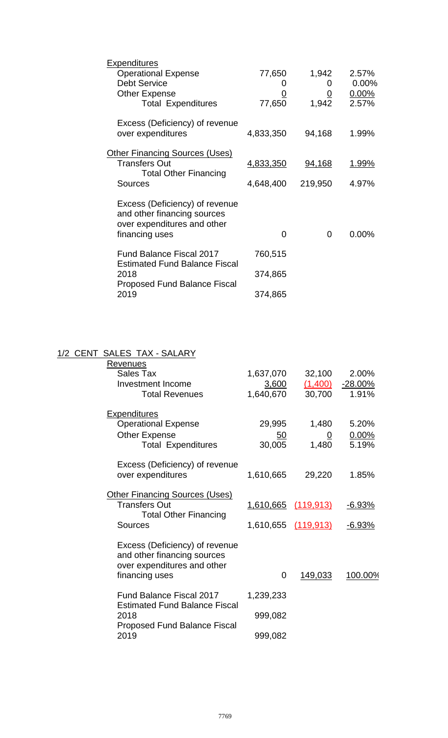| | | | |
|---|---|---|---|
| Expenditures | | | |
| Operational Expense | 77,650 | 1,942 | 2.57% |
| Debt Service | 0 | 0 | 0.00% |
| Other Expense | 0 | 0 | 0.00% |
| Total Expenditures | 77,650 | 1,942 | 2.57% |
| Excess (Deficiency) of revenue over expenditures | 4,833,350 | 94,168 | 1.99% |
| Other Financing Sources (Uses) | | | |
| Transfers Out | 4,833,350 | 94,168 | 1.99% |
| Total Other Financing Sources | 4,648,400 | 219,950 | 4.97% |
| Excess (Deficiency) of revenue and other financing sources over expenditures and other financing uses | 0 | 0 | 0.00% |
| Fund Balance Fiscal 2017 | 760,515 | | |
| Estimated Fund Balance Fiscal 2018 | 374,865 | | |
| Proposed Fund Balance Fiscal 2019 | 374,865 | | |

## 1/2 CENT SALES TAX - SALARY

| | | | |
|---|---|---|---|
| Revenues | | | |
| Sales Tax | 1,637,070 | 32,100 | 2.00% |
| Investment Income | 3,600 | (1,400) | -28.00% |
| Total Revenues | 1,640,670 | 30,700 | 1.91% |
| Expenditures | | | |
| Operational Expense | 29,995 | 1,480 | 5.20% |
| Other Expense | 50 | 0 | 0.00% |
| Total Expenditures | 30,005 | 1,480 | 5.19% |
| Excess (Deficiency) of revenue over expenditures | 1,610,665 | 29,220 | 1.85% |
| Other Financing Sources (Uses) | | | |
| Transfers Out | 1,610,665 | (119,913) | -6.93% |
| Total Other Financing Sources | 1,610,655 | (119,913) | -6.93% |
| Excess (Deficiency) of revenue and other financing sources over expenditures and other financing uses | 0 | 149,033 | 100.00% |
| Fund Balance Fiscal 2017 | 1,239,233 | | |
| Estimated Fund Balance Fiscal 2018 | 999,082 | | |
| Proposed Fund Balance Fiscal 2019 | 999,082 | | |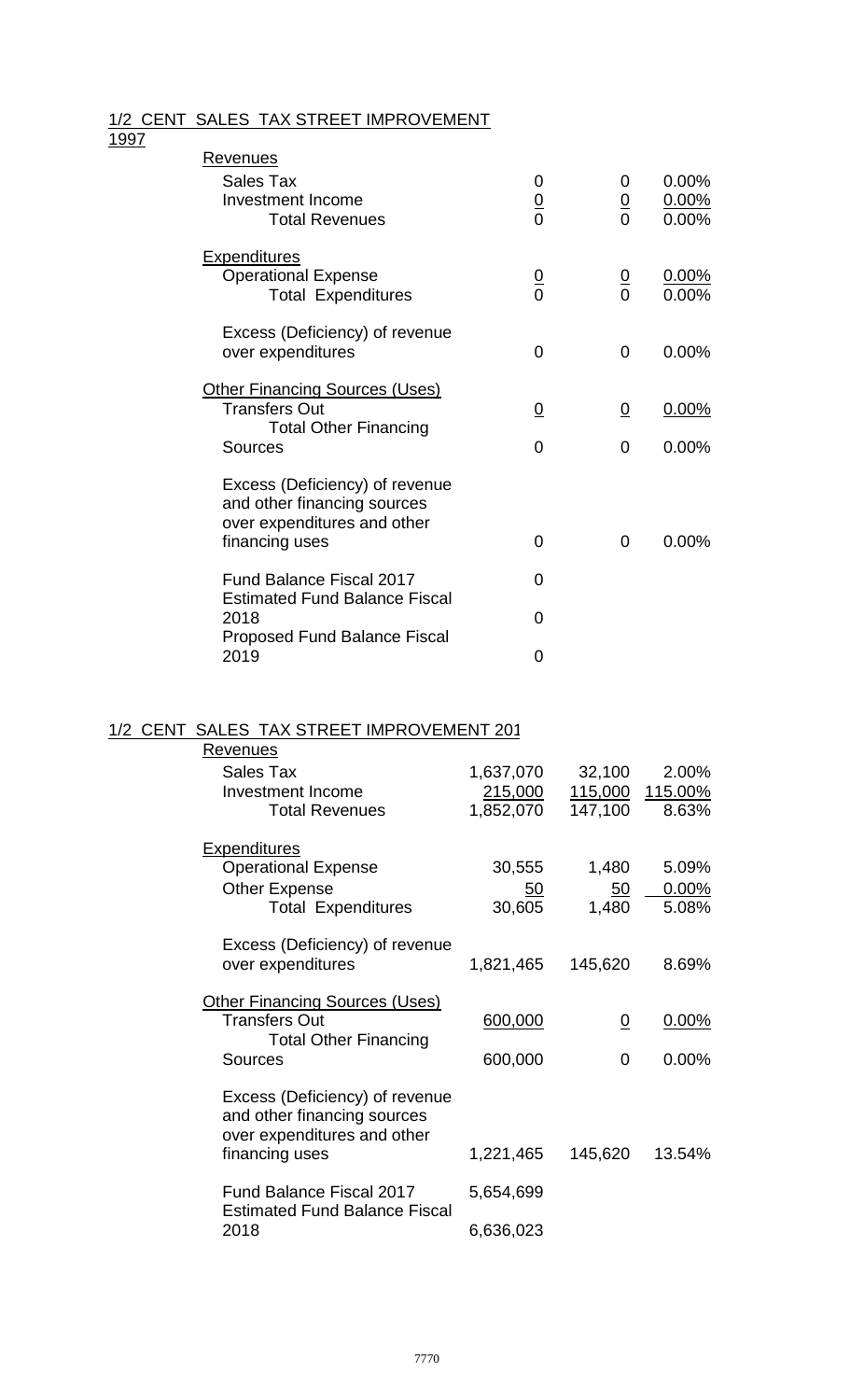## 1/2 CENT SALES TAX STREET IMPROVEMENT 1997

| | | | |
|---|---|---|---|
| **Revenues** | | | |
| Sales Tax | 0 | 0 | 0.00% |
| Investment Income | 0 | 0 | 0.00% |
| Total Revenues | 0 | 0 | 0.00% |
| **Expenditures** | | | |
| Operational Expense | 0 | 0 | 0.00% |
| Total Expenditures | 0 | 0 | 0.00% |
| Excess (Deficiency) of revenue over expenditures | 0 | 0 | 0.00% |
| **Other Financing Sources (Uses)** | | | |
| Transfers Out | 0 | 0 | 0.00% |
| Total Other Financing Sources | 0 | 0 | 0.00% |
| Excess (Deficiency) of revenue and other financing sources over expenditures and other financing uses | 0 | 0 | 0.00% |
| Fund Balance Fiscal 2017 | 0 | | |
| Estimated Fund Balance Fiscal 2018 | 0 | | |
| Proposed Fund Balance Fiscal 2019 | 0 | | |

## 1/2 CENT SALES TAX STREET IMPROVEMENT 201

| | | | |
|---|---|---|---|
| **Revenues** | | | |
| Sales Tax | 1,637,070 | 32,100 | 2.00% |
| Investment Income | 215,000 | 115,000 | 115.00% |
| Total Revenues | 1,852,070 | 147,100 | 8.63% |
| **Expenditures** | | | |
| Operational Expense | 30,555 | 1,480 | 5.09% |
| Other Expense | 50 | 50 | 0.00% |
| Total Expenditures | 30,605 | 1,480 | 5.08% |
| Excess (Deficiency) of revenue over expenditures | 1,821,465 | 145,620 | 8.69% |
| **Other Financing Sources (Uses)** | | | |
| Transfers Out | 600,000 | 0 | 0.00% |
| Total Other Financing Sources | 600,000 | 0 | 0.00% |
| Excess (Deficiency) of revenue and other financing sources over expenditures and other financing uses | 1,221,465 | 145,620 | 13.54% |
| Fund Balance Fiscal 2017 | 5,654,699 | | |
| Estimated Fund Balance Fiscal 2018 | 6,636,023 | | |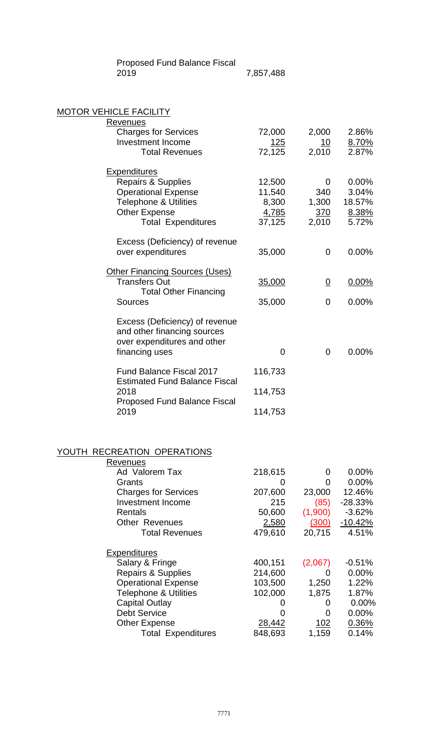| | | | |
|---|---|---|---|
| Proposed Fund Balance Fiscal 2019 | 7,857,488 | | |

## MOTOR VEHICLE FACILITY

| | | | |
|---|---|---|---|
| **Revenues** | | | |
| Charges for Services | 72,000 | 2,000 | 2.86% |
| Investment Income | 125 | 10 | 8.70% |
| Total Revenues | 72,125 | 2,010 | 2.87% |
| **Expenditures** | | | |
| Repairs & Supplies | 12,500 | 0 | 0.00% |
| Operational Expense | 11,540 | 340 | 3.04% |
| Telephone & Utilities | 8,300 | 1,300 | 18.57% |
| Other Expense | 4,785 | 370 | 8.38% |
| Total Expenditures | 37,125 | 2,010 | 5.72% |
| Excess (Deficiency) of revenue over expenditures | 35,000 | 0 | 0.00% |
| **Other Financing Sources (Uses)** | | | |
| Transfers Out | 35,000 | 0 | 0.00% |
| Total Other Financing Sources | 35,000 | 0 | 0.00% |
| Excess (Deficiency) of revenue and other financing sources over expenditures and other financing uses | 0 | 0 | 0.00% |
| Fund Balance Fiscal 2017 | 116,733 | | |
| Estimated Fund Balance Fiscal 2018 | 114,753 | | |
| Proposed Fund Balance Fiscal 2019 | 114,753 | | |

## YOUTH RECREATION OPERATIONS

| | | | |
|---|---|---|---|
| **Revenues** | | | |
| Ad Valorem Tax | 218,615 | 0 | 0.00% |
| Grants | 0 | 0 | 0.00% |
| Charges for Services | 207,600 | 23,000 | 12.46% |
| Investment Income | 215 | (85) | -28.33% |
| Rentals | 50,600 | (1,900) | -3.62% |
| Other Revenues | 2,580 | (300) | -10.42% |
| Total Revenues | 479,610 | 20,715 | 4.51% |
| **Expenditures** | | | |
| Salary & Fringe | 400,151 | (2,067) | -0.51% |
| Repairs & Supplies | 214,600 | 0 | 0.00% |
| Operational Expense | 103,500 | 1,250 | 1.22% |
| Telephone & Utilities | 102,000 | 1,875 | 1.87% |
| Capital Outlay | 0 | 0 | 0.00% |
| Debt Service | 0 | 0 | 0.00% |
| Other Expense | 28,442 | 102 | 0.36% |
| Total Expenditures | 848,693 | 1,159 | 0.14% |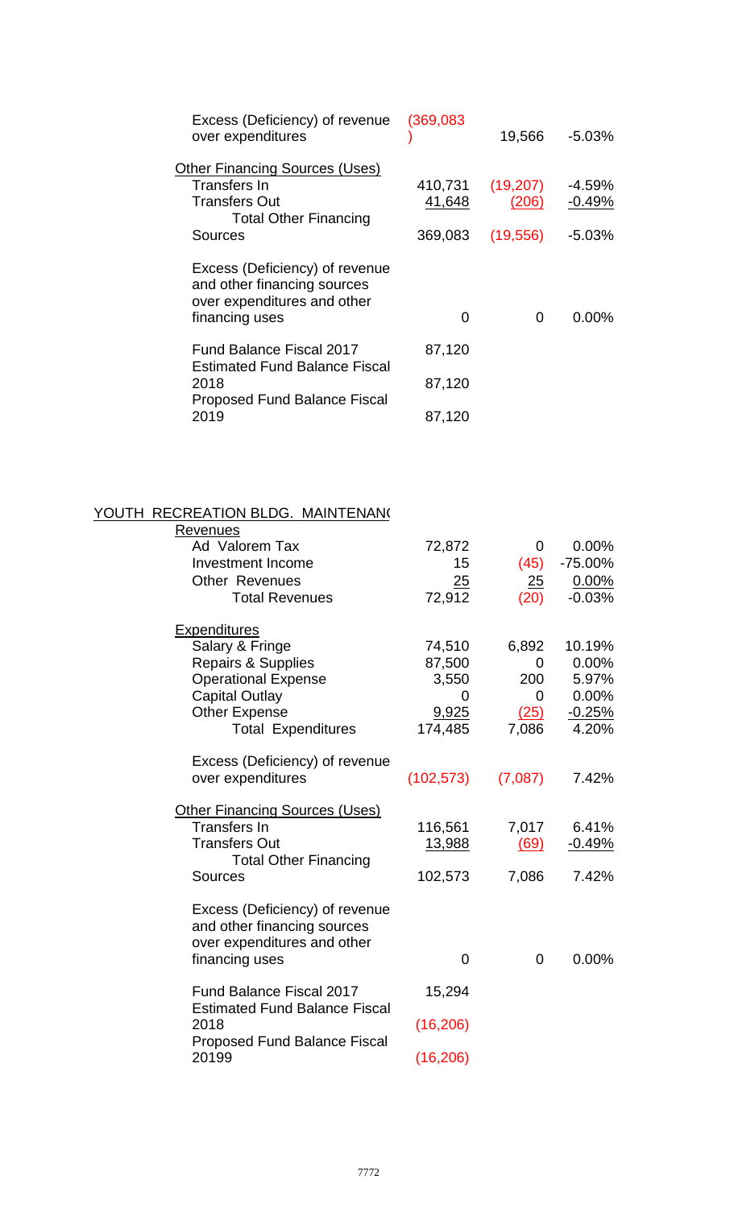| | | | |
|---|---|---|---|
| Excess (Deficiency) of revenue over expenditures | (369,083) | 19,566 | -5.03% |
| Other Financing Sources (Uses) | | | |
| Transfers In | 410,731 | (19,207) | -4.59% |
| Transfers Out | 41,648 | (206) | -0.49% |
| Total Other Financing Sources | 369,083 | (19,556) | -5.03% |
| Excess (Deficiency) of revenue and other financing sources over expenditures and other financing uses | 0 | 0 | 0.00% |
| Fund Balance Fiscal 2017 | 87,120 | | |
| Estimated Fund Balance Fiscal 2018 | 87,120 | | |
| Proposed Fund Balance Fiscal 2019 | 87,120 | | |

YOUTH RECREATION BLDG. MAINTENAN(

| | | | |
|---|---|---|---|
| Revenues | | | |
| Ad Valorem Tax | 72,872 | 0 | 0.00% |
| Investment Income | 15 | (45) | -75.00% |
| Other Revenues | 25 | 25 | 0.00% |
| Total Revenues | 72,912 | (20) | -0.03% |
| Expenditures | | | |
| Salary & Fringe | 74,510 | 6,892 | 10.19% |
| Repairs & Supplies | 87,500 | 0 | 0.00% |
| Operational Expense | 3,550 | 200 | 5.97% |
| Capital Outlay | 0 | 0 | 0.00% |
| Other Expense | 9,925 | (25) | -0.25% |
| Total Expenditures | 174,485 | 7,086 | 4.20% |
| Excess (Deficiency) of revenue over expenditures | (102,573) | (7,087) | 7.42% |
| Other Financing Sources (Uses) | | | |
| Transfers In | 116,561 | 7,017 | 6.41% |
| Transfers Out | 13,988 | (69) | -0.49% |
| Total Other Financing Sources | 102,573 | 7,086 | 7.42% |
| Excess (Deficiency) of revenue and other financing sources over expenditures and other financing uses | 0 | 0 | 0.00% |
| Fund Balance Fiscal 2017 | 15,294 | | |
| Estimated Fund Balance Fiscal 2018 | (16,206) | | |
| Proposed Fund Balance Fiscal 20199 | (16,206) | | |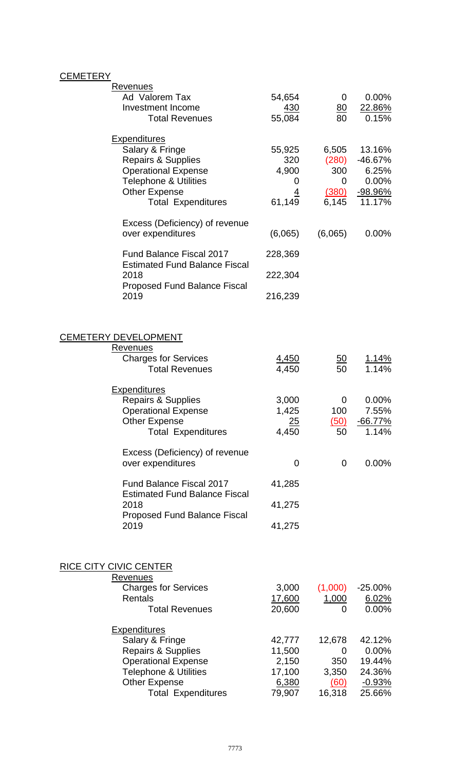## CEMETERY

| | | | |
|---|---|---|---|
| **Revenues** | | | |
| Ad Valorem Tax | 54,654 | 0 | 0.00% |
| Investment Income | 430 | 80 | 22.86% |
| Total Revenues | 55,084 | 80 | 0.15% |
| **Expenditures** | | | |
| Salary & Fringe | 55,925 | 6,505 | 13.16% |
| Repairs & Supplies | 320 | (280) | -46.67% |
| Operational Expense | 4,900 | 300 | 6.25% |
| Telephone & Utilities | 0 | 0 | 0.00% |
| Other Expense | 4 | (380) | -98.96% |
| Total Expenditures | 61,149 | 6,145 | 11.17% |
| Excess (Deficiency) of revenue over expenditures | (6,065) | (6,065) | 0.00% |
| Fund Balance Fiscal 2017 | 228,369 | | |
| Estimated Fund Balance Fiscal 2018 | 222,304 | | |
| Proposed Fund Balance Fiscal 2019 | 216,239 | | |

## CEMETERY DEVELOPMENT

| | | | |
|---|---|---|---|
| **Revenues** | | | |
| Charges for Services | 4,450 | 50 | 1.14% |
| Total Revenues | 4,450 | 50 | 1.14% |
| **Expenditures** | | | |
| Repairs & Supplies | 3,000 | 0 | 0.00% |
| Operational Expense | 1,425 | 100 | 7.55% |
| Other Expense | 25 | (50) | -66.77% |
| Total Expenditures | 4,450 | 50 | 1.14% |
| Excess (Deficiency) of revenue over expenditures | 0 | 0 | 0.00% |
| Fund Balance Fiscal 2017 | 41,285 | | |
| Estimated Fund Balance Fiscal 2018 | 41,275 | | |
| Proposed Fund Balance Fiscal 2019 | 41,275 | | |

## RICE CITY CIVIC CENTER

| | | | |
|---|---|---|---|
| **Revenues** | | | |
| Charges for Services | 3,000 | (1,000) | -25.00% |
| Rentals | 17,600 | 1,000 | 6.02% |
| Total Revenues | 20,600 | 0 | 0.00% |
| **Expenditures** | | | |
| Salary & Fringe | 42,777 | 12,678 | 42.12% |
| Repairs & Supplies | 11,500 | 0 | 0.00% |
| Operational Expense | 2,150 | 350 | 19.44% |
| Telephone & Utilities | 17,100 | 3,350 | 24.36% |
| Other Expense | 6,380 | (60) | -0.93% |
| Total Expenditures | 79,907 | 16,318 | 25.66% |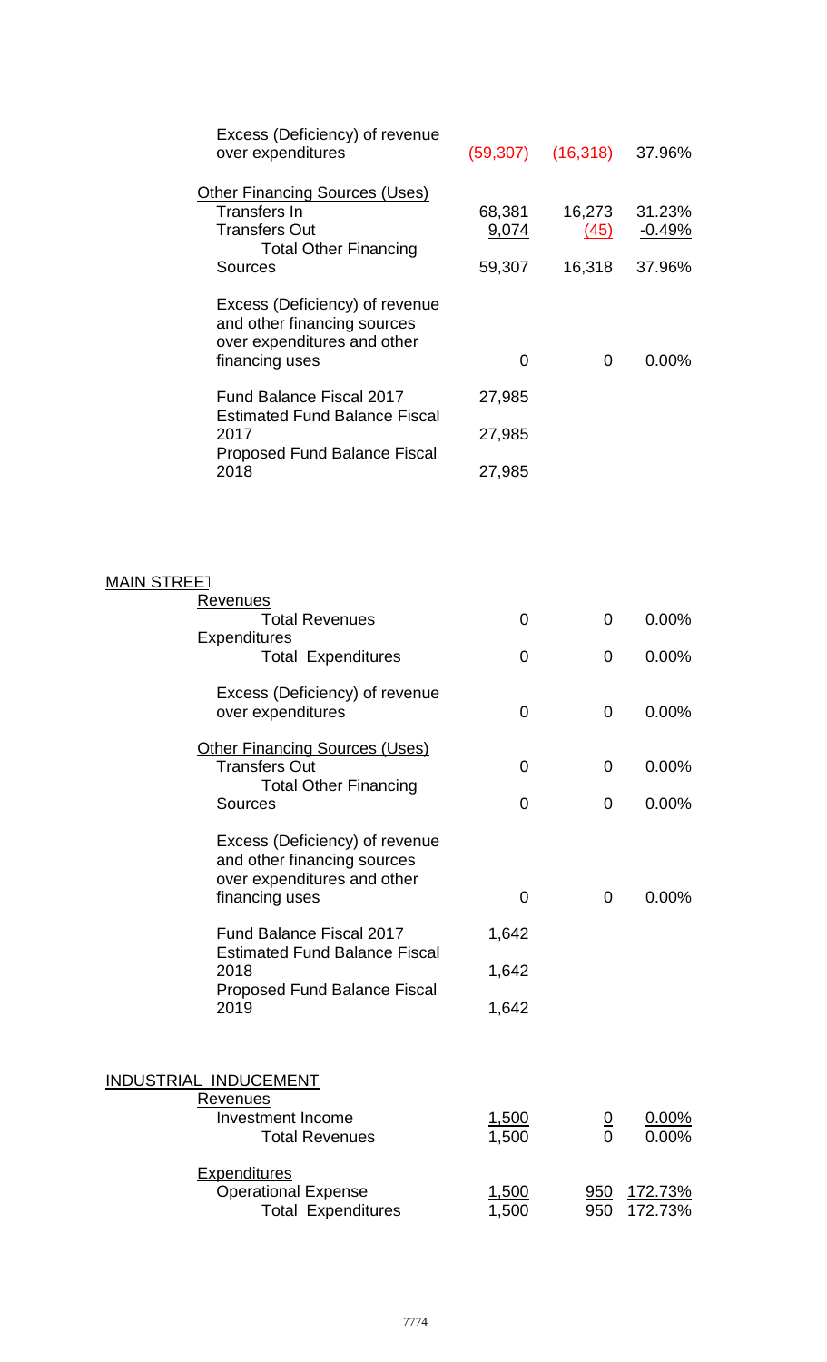| | | | |
|---|---|---|---|
| Excess (Deficiency) of revenue over expenditures | (59,307) | (16,318) | 37.96% |
| **Other Financing Sources (Uses)** | | | |
| Transfers In | 68,381 | 16,273 | 31.23% |
| Transfers Out | 9,074 | (45) | -0.49% |
| Total Other Financing Sources | 59,307 | 16,318 | 37.96% |
| Excess (Deficiency) of revenue and other financing sources over expenditures and other financing uses | 0 | 0 | 0.00% |
| Fund Balance Fiscal 2017 | 27,985 | | |
| Estimated Fund Balance Fiscal 2017 | 27,985 | | |
| Proposed Fund Balance Fiscal 2018 | 27,985 | | |

## MAIN STREET

| | | | |
|---|---|---|---|
| **Revenues** | | | |
| Total Revenues | 0 | 0 | 0.00% |
| **Expenditures** | | | |
| Total Expenditures | 0 | 0 | 0.00% |
| Excess (Deficiency) of revenue over expenditures | 0 | 0 | 0.00% |
| **Other Financing Sources (Uses)** | | | |
| Transfers Out | 0 | 0 | 0.00% |
| Total Other Financing Sources | 0 | 0 | 0.00% |
| Excess (Deficiency) of revenue and other financing sources over expenditures and other financing uses | 0 | 0 | 0.00% |
| Fund Balance Fiscal 2017 | 1,642 | | |
| Estimated Fund Balance Fiscal 2018 | 1,642 | | |
| Proposed Fund Balance Fiscal 2019 | 1,642 | | |

## INDUSTRIAL INDUCEMENT

| | | | |
|---|---|---|---|
| **Revenues** | | | |
| Investment Income | 1,500 | 0 | 0.00% |
| Total Revenues | 1,500 | 0 | 0.00% |
| **Expenditures** | | | |
| Operational Expense | 1,500 | 950 | 172.73% |
| Total Expenditures | 1,500 | 950 | 172.73% |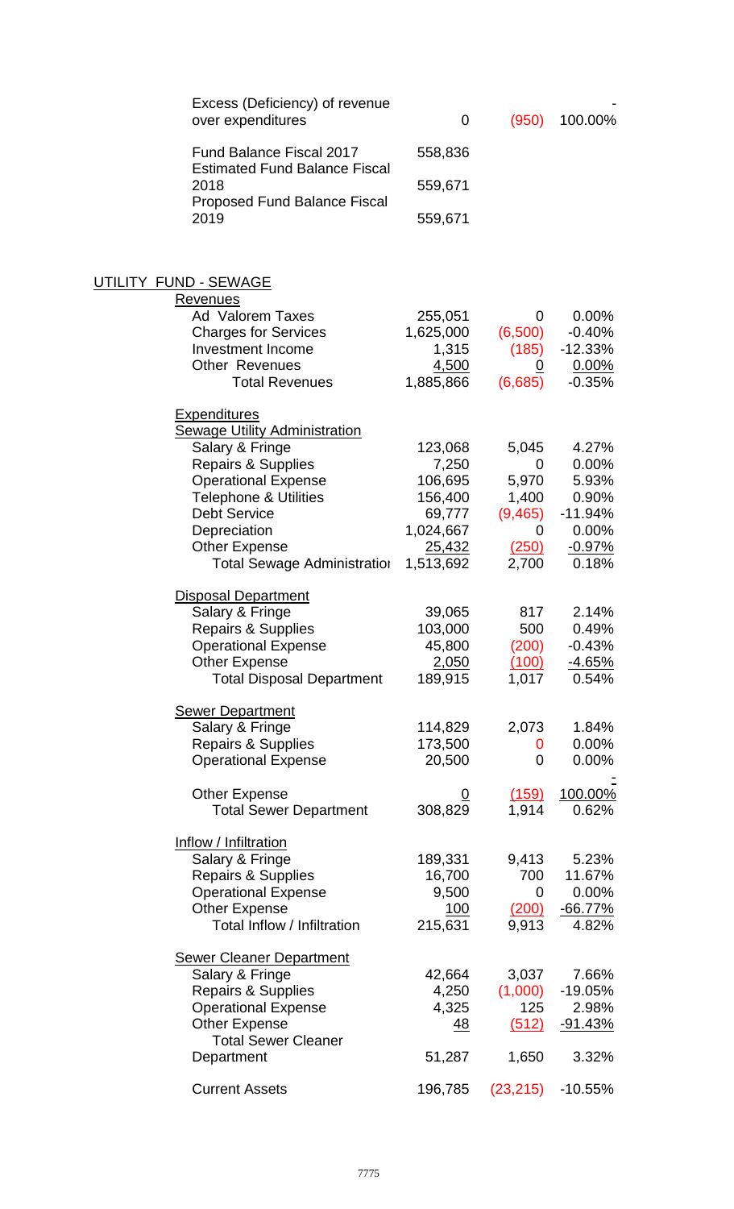| | | | |
|---|---|---|---|
| Excess (Deficiency) of revenue over expenditures | 0 | (950) | - 100.00% |
| Fund Balance Fiscal 2017 | 558,836 | | |
| Estimated Fund Balance Fiscal 2018 | 559,671 | | |
| Proposed Fund Balance Fiscal 2019 | 559,671 | | |

## UTILITY FUND - SEWAGE

| | | | |
|---|---|---|---|
| **Revenues** | | | |
| Ad Valorem Taxes | 255,051 | 0 | 0.00% |
| Charges for Services | 1,625,000 | (6,500) | -0.40% |
| Investment Income | 1,315 | (185) | -12.33% |
| Other Revenues | 4,500 | 0 | 0.00% |
| Total Revenues | 1,885,866 | (6,685) | -0.35% |
| **Expenditures** | | | |
| **Sewage Utility Administration** | | | |
| Salary & Fringe | 123,068 | 5,045 | 4.27% |
| Repairs & Supplies | 7,250 | 0 | 0.00% |
| Operational Expense | 106,695 | 5,970 | 5.93% |
| Telephone & Utilities | 156,400 | 1,400 | 0.90% |
| Debt Service | 69,777 | (9,465) | -11.94% |
| Depreciation | 1,024,667 | 0 | 0.00% |
| Other Expense | 25,432 | (250) | -0.97% |
| Total Sewage Administration | 1,513,692 | 2,700 | 0.18% |
| **Disposal Department** | | | |
| Salary & Fringe | 39,065 | 817 | 2.14% |
| Repairs & Supplies | 103,000 | 500 | 0.49% |
| Operational Expense | 45,800 | (200) | -0.43% |
| Other Expense | 2,050 | (100) | -4.65% |
| Total Disposal Department | 189,915 | 1,017 | 0.54% |
| **Sewer Department** | | | |
| Salary & Fringe | 114,829 | 2,073 | 1.84% |
| Repairs & Supplies | 173,500 | 0 | 0.00% |
| Operational Expense | 20,500 | 0 | 0.00% |
| Other Expense | 0 | (159) | - 100.00% |
| Total Sewer Department | 308,829 | 1,914 | 0.62% |
| **Inflow / Infiltration** | | | |
| Salary & Fringe | 189,331 | 9,413 | 5.23% |
| Repairs & Supplies | 16,700 | 700 | 11.67% |
| Operational Expense | 9,500 | 0 | 0.00% |
| Other Expense | 100 | (200) | -66.77% |
| Total Inflow / Infiltration | 215,631 | 9,913 | 4.82% |
| **Sewer Cleaner Department** | | | |
| Salary & Fringe | 42,664 | 3,037 | 7.66% |
| Repairs & Supplies | 4,250 | (1,000) | -19.05% |
| Operational Expense | 4,325 | 125 | 2.98% |
| Other Expense | 48 | (512) | -91.43% |
| Total Sewer Cleaner Department | 51,287 | 1,650 | 3.32% |
| Current Assets | 196,785 | (23,215) | -10.55% |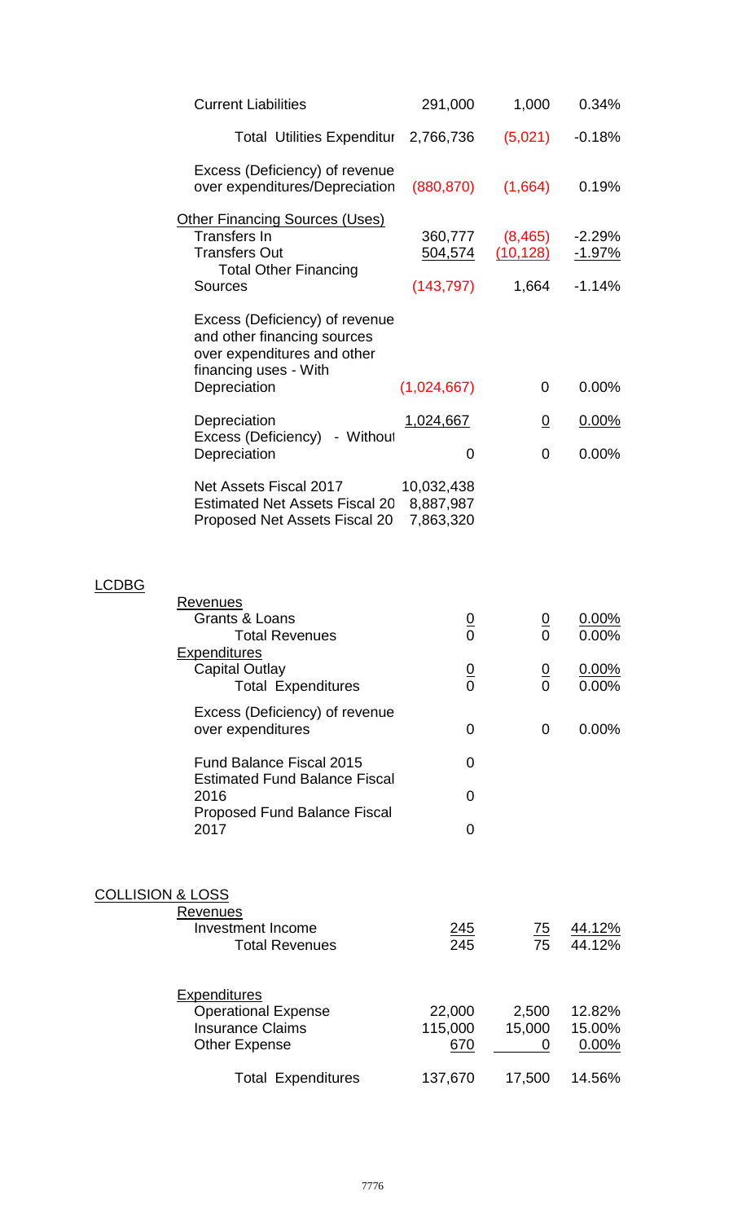| | | | |
|---|---|---|---|
| Current Liabilities | 291,000 | 1,000 | 0.34% |
| Total Utilities Expenditur | 2,766,736 | (5,021) | -0.18% |
| Excess (Deficiency) of revenue over expenditures/Depreciation | (880,870) | (1,664) | 0.19% |
| Other Financing Sources (Uses) | | | |
| Transfers In | 360,777 | (8,465) | -2.29% |
| Transfers Out | 504,574 | (10,128) | -1.97% |
| Total Other Financing Sources | (143,797) | 1,664 | -1.14% |
| Excess (Deficiency) of revenue and other financing sources over expenditures and other financing uses - With Depreciation | (1,024,667) | 0 | 0.00% |
| Depreciation | 1,024,667 | 0 | 0.00% |
| Excess (Deficiency) - Without Depreciation | 0 | 0 | 0.00% |
| Net Assets Fiscal 2017 | 10,032,438 | | |
| Estimated Net Assets Fiscal 20 | 8,887,987 | | |
| Proposed Net Assets Fiscal 20 | 7,863,320 | | |

## LCDBG

| | | | |
|---|---|---|---|
| Revenues | | | |
| Grants & Loans | 0 | 0 | 0.00% |
| Total Revenues | 0 | 0 | 0.00% |
| Expenditures | | | |
| Capital Outlay | 0 | 0 | 0.00% |
| Total Expenditures | 0 | 0 | 0.00% |
| Excess (Deficiency) of revenue over expenditures | 0 | 0 | 0.00% |
| Fund Balance Fiscal 2015 | 0 | | |
| Estimated Fund Balance Fiscal 2016 | 0 | | |
| Proposed Fund Balance Fiscal 2017 | 0 | | |

## COLLISION & LOSS

| | | | |
|---|---|---|---|
| Revenues | | | |
| Investment Income | 245 | 75 | 44.12% |
| Total Revenues | 245 | 75 | 44.12% |
| Expenditures | | | |
| Operational Expense | 22,000 | 2,500 | 12.82% |
| Insurance Claims | 115,000 | 15,000 | 15.00% |
| Other Expense | 670 | 0 | 0.00% |
| Total Expenditures | 137,670 | 17,500 | 14.56% |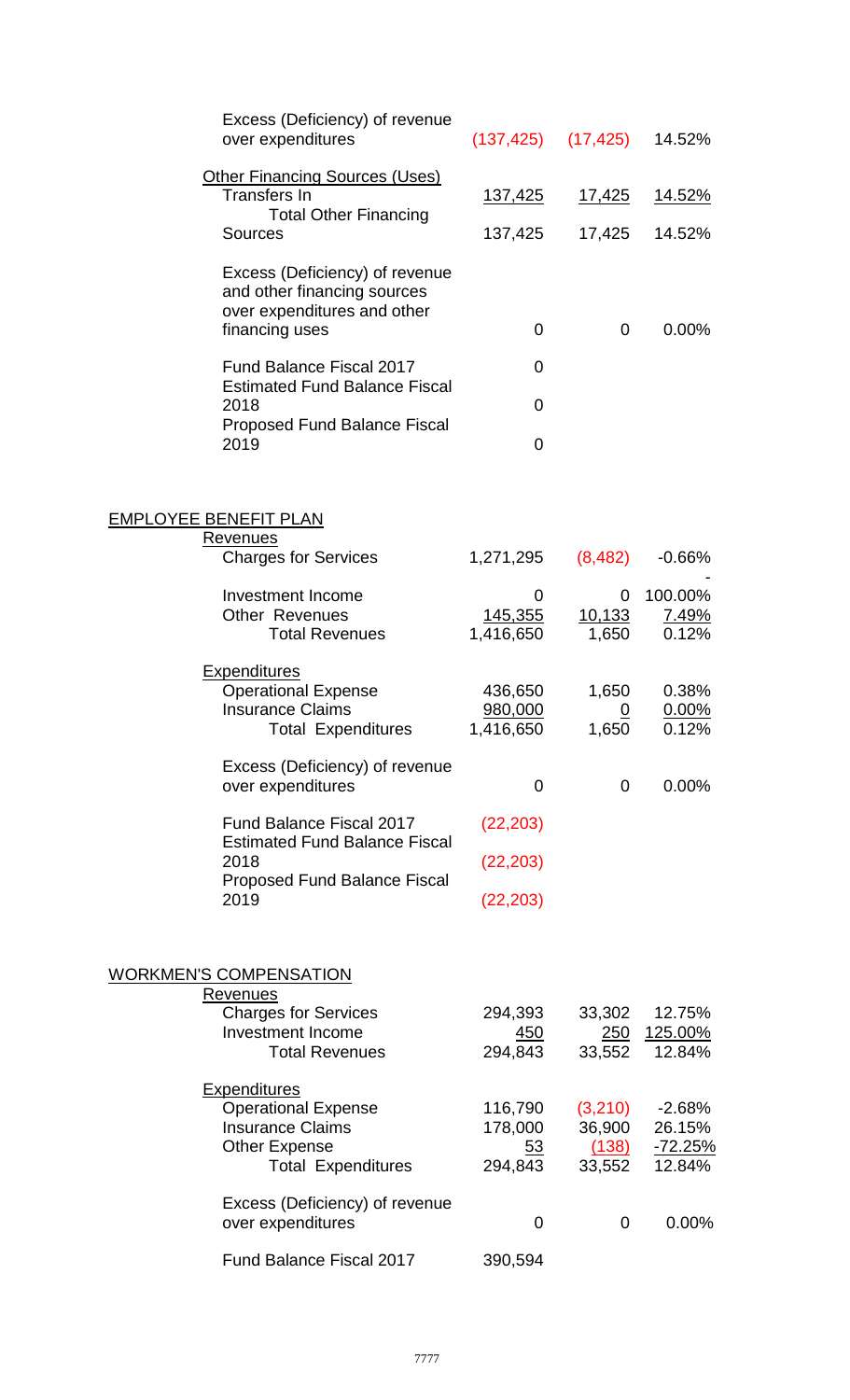| | | | |
|---|---|---|---|
| Excess (Deficiency) of revenue over expenditures | (137,425) | (17,425) | 14.52% |
| **Other Financing Sources (Uses)** | | | |
| Transfers In | 137,425 | 17,425 | 14.52% |
| Total Other Financing Sources | 137,425 | 17,425 | 14.52% |
| Excess (Deficiency) of revenue and other financing sources over expenditures and other financing uses | 0 | 0 | 0.00% |
| Fund Balance Fiscal 2017 | 0 | | |
| Estimated Fund Balance Fiscal 2018 | 0 | | |
| Proposed Fund Balance Fiscal 2019 | 0 | | |

## EMPLOYEE BENEFIT PLAN

| | | | |
|---|---|---|---|
| **Revenues** | | | |
| Charges for Services | 1,271,295 | (8,482) | -0.66% |
| Investment Income | 0 | 0 | -100.00% |
| Other Revenues | 145,355 | 10,133 | 7.49% |
| Total Revenues | 1,416,650 | 1,650 | 0.12% |
| **Expenditures** | | | |
| Operational Expense | 436,650 | 1,650 | 0.38% |
| Insurance Claims | 980,000 | 0 | 0.00% |
| Total Expenditures | 1,416,650 | 1,650 | 0.12% |
| Excess (Deficiency) of revenue over expenditures | 0 | 0 | 0.00% |
| Fund Balance Fiscal 2017 | (22,203) | | |
| Estimated Fund Balance Fiscal 2018 | (22,203) | | |
| Proposed Fund Balance Fiscal 2019 | (22,203) | | |

## WORKMEN'S COMPENSATION

| | | | |
|---|---|---|---|
| **Revenues** | | | |
| Charges for Services | 294,393 | 33,302 | 12.75% |
| Investment Income | 450 | 250 | 125.00% |
| Total Revenues | 294,843 | 33,552 | 12.84% |
| **Expenditures** | | | |
| Operational Expense | 116,790 | (3,210) | -2.68% |
| Insurance Claims | 178,000 | 36,900 | 26.15% |
| Other Expense | 53 | (138) | -72.25% |
| Total Expenditures | 294,843 | 33,552 | 12.84% |
| Excess (Deficiency) of revenue over expenditures | 0 | 0 | 0.00% |
| Fund Balance Fiscal 2017 | 390,594 | | |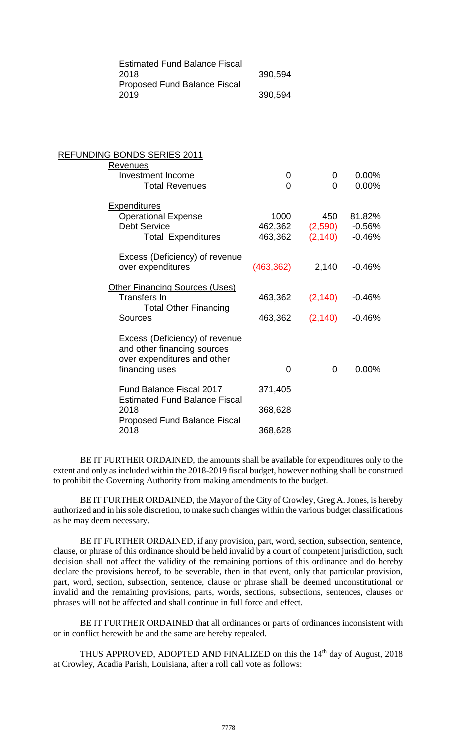| | | | |
|---|---|---|---|
| Estimated Fund Balance Fiscal 2018 | 390,594 | | |
| Proposed Fund Balance Fiscal 2019 | 390,594 | | |

REFUNDING BONDS SERIES 2011

| | | | |
|---|---|---|---|
| **Revenues** | | | |
| Investment Income | 0 | 0 | 0.00% |
| Total Revenues | 0 | 0 | 0.00% |
| **Expenditures** | | | |
| Operational Expense | 1000 | 450 | 81.82% |
| Debt Service | 462,362 | (2,590) | -0.56% |
| Total Expenditures | 463,362 | (2,140) | -0.46% |
| Excess (Deficiency) of revenue over expenditures | (463,362) | 2,140 | -0.46% |
| **Other Financing Sources (Uses)** | | | |
| Transfers In | 463,362 | (2,140) | -0.46% |
| Total Other Financing Sources | 463,362 | (2,140) | -0.46% |
| Excess (Deficiency) of revenue and other financing sources over expenditures and other financing uses | 0 | 0 | 0.00% |
| Fund Balance Fiscal 2017 | 371,405 | | |
| Estimated Fund Balance Fiscal 2018 | 368,628 | | |
| Proposed Fund Balance Fiscal 2018 | 368,628 | | |

BE IT FURTHER ORDAINED, the amounts shall be available for expenditures only to the extent and only as included within the 2018-2019 fiscal budget, however nothing shall be construed to prohibit the Governing Authority from making amendments to the budget.

BE IT FURTHER ORDAINED, the Mayor of the City of Crowley, Greg A. Jones, is hereby authorized and in his sole discretion, to make such changes within the various budget classifications as he may deem necessary.

BE IT FURTHER ORDAINED, if any provision, part, word, section, subsection, sentence, clause, or phrase of this ordinance should be held invalid by a court of competent jurisdiction, such decision shall not affect the validity of the remaining portions of this ordinance and do hereby declare the provisions hereof, to be severable, then in that event, only that particular provision, part, word, section, subsection, sentence, clause or phrase shall be deemed unconstitutional or invalid and the remaining provisions, parts, words, sections, subsections, sentences, clauses or phrases will not be affected and shall continue in full force and effect.

BE IT FURTHER ORDAINED that all ordinances or parts of ordinances inconsistent with or in conflict herewith be and the same are hereby repealed.

THUS APPROVED, ADOPTED AND FINALIZED on this the 14th day of August, 2018 at Crowley, Acadia Parish, Louisiana, after a roll call vote as follows: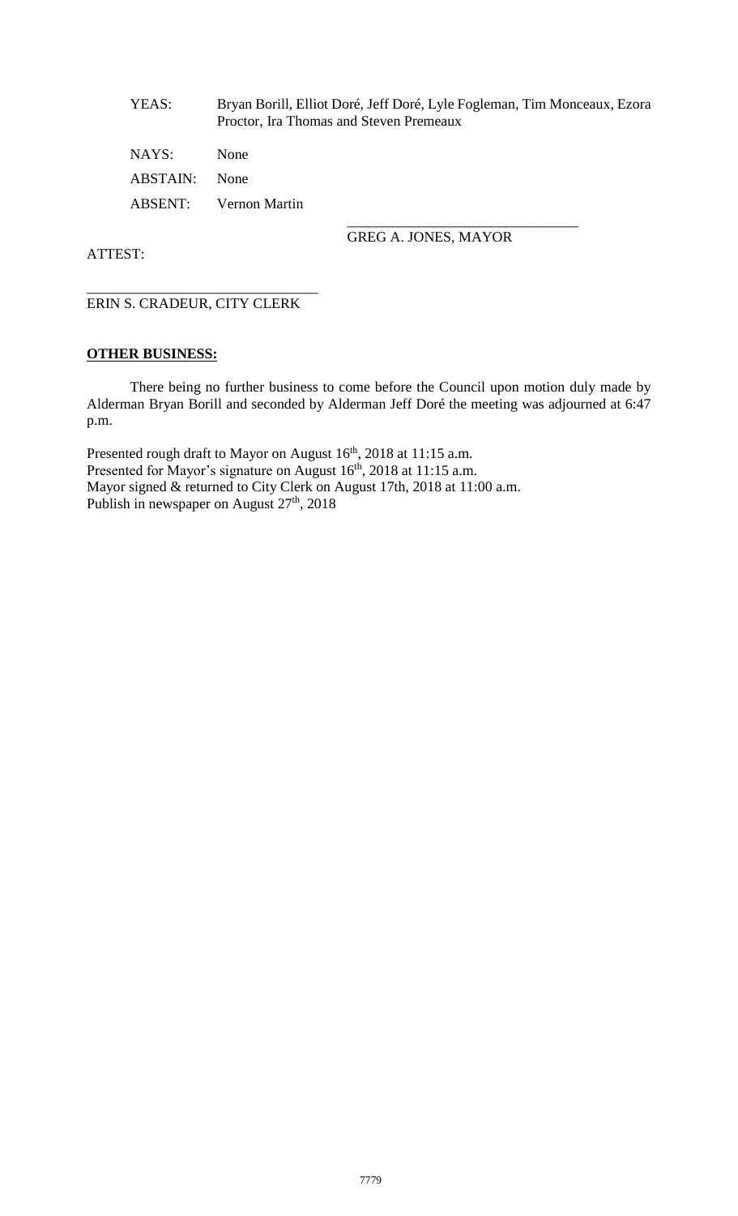| | |
|---|---|
| YEAS: | Bryan Borill, Elliot Doré, Jeff Doré, Lyle Fogleman, Tim Monceaux, Ezora Proctor, Ira Thomas and Steven Premeaux |
| NAYS: | None |
| ABSTAIN: | None |
| ABSENT: | Vernon Martin |

_______________________________

GREG A. JONES, MAYOR

ATTEST:

_______________________________

ERIN S. CRADEUR, CITY CLERK

**OTHER BUSINESS:**

There being no further business to come before the Council upon motion duly made by Alderman Bryan Borill and seconded by Alderman Jeff Doré the meeting was adjourned at 6:47 p.m.

Presented rough draft to Mayor on August 16th, 2018 at 11:15 a.m.
Presented for Mayor's signature on August 16th, 2018 at 11:15 a.m.
Mayor signed & returned to City Clerk on August 17th, 2018 at 11:00 a.m.
Publish in newspaper on August 27th, 2018